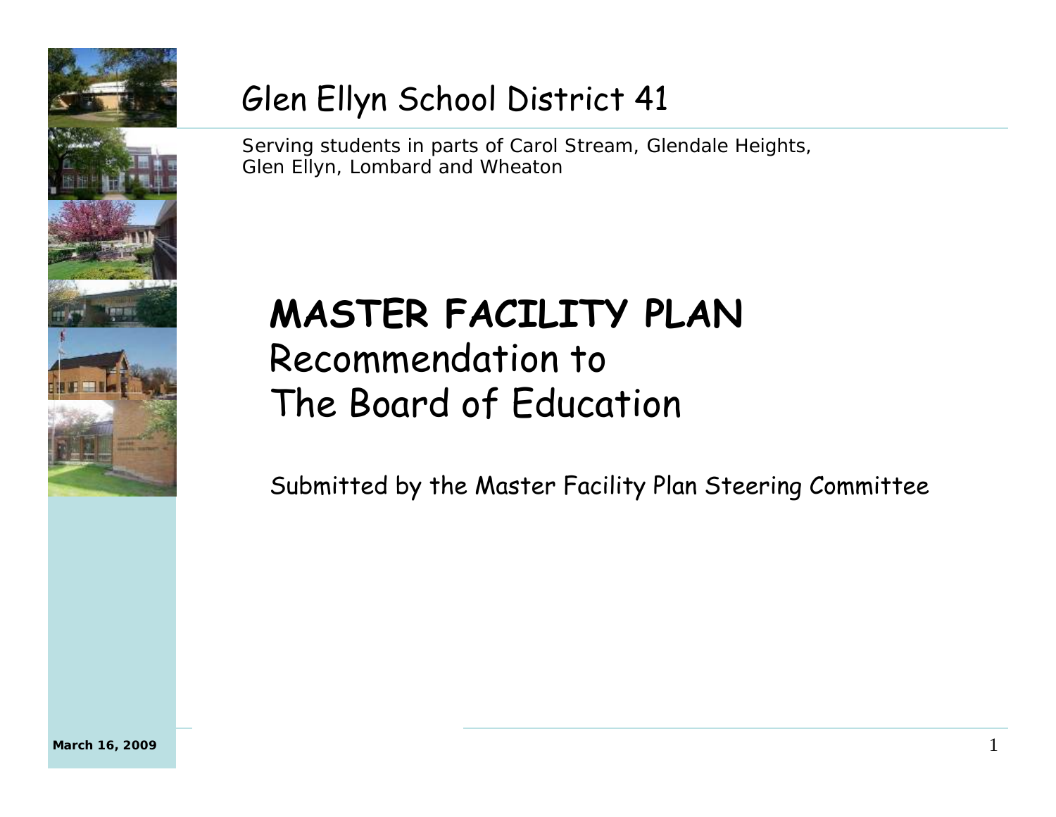# Glen Ellyn School District 41

Serving students in parts of Carol Stream, Glendale Heights, Glen Ellyn, Lombard and Wheaton

## MASTER FACILITY PLAN
Recommendation to
The Board of Education

Submitted by the Master Facility Plan Steering Committee

**March 16, 2009**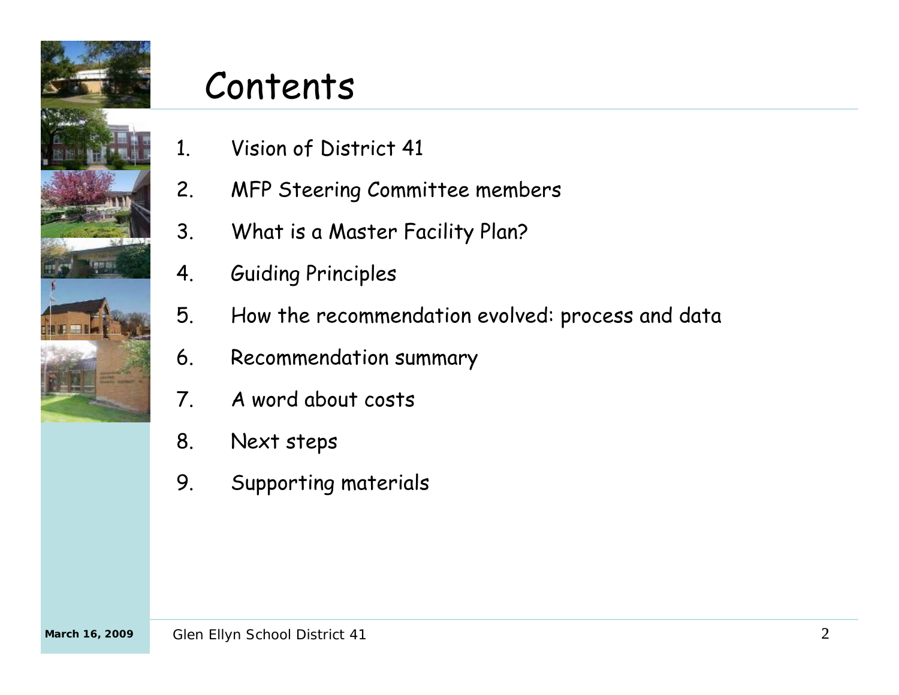# Contents

1. Vision of District 41
2. MFP Steering Committee members
3. What is a Master Facility Plan?
4. Guiding Principles
5. How the recommendation evolved: process and data
6. Recommendation summary
7. A word about costs
8. Next steps
9. Supporting materials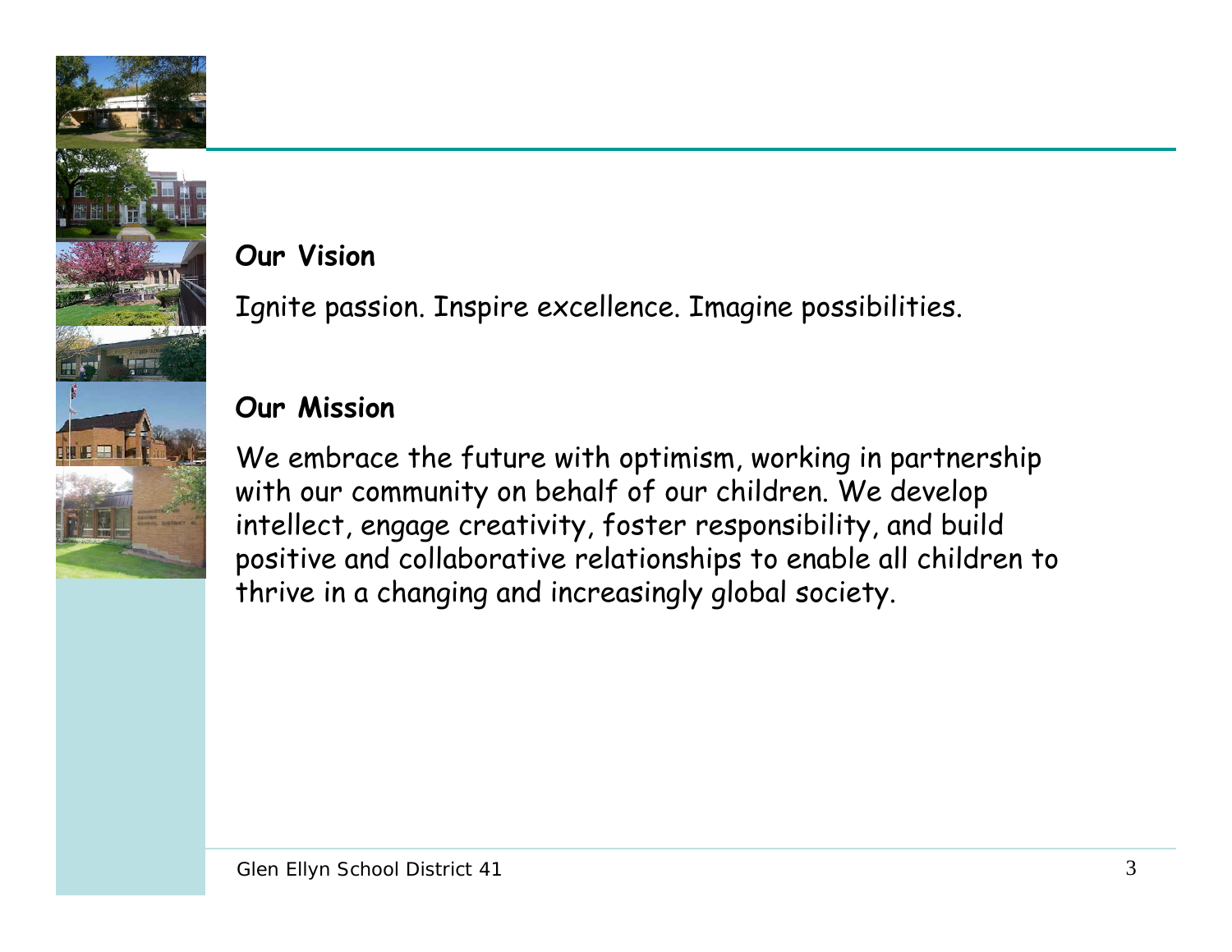**Our Vision**

Ignite passion. Inspire excellence. Imagine possibilities.

**Our Mission**

We embrace the future with optimism, working in partnership with our community on behalf of our children. We develop intellect, engage creativity, foster responsibility, and build positive and collaborative relationships to enable all children to thrive in a changing and increasingly global society.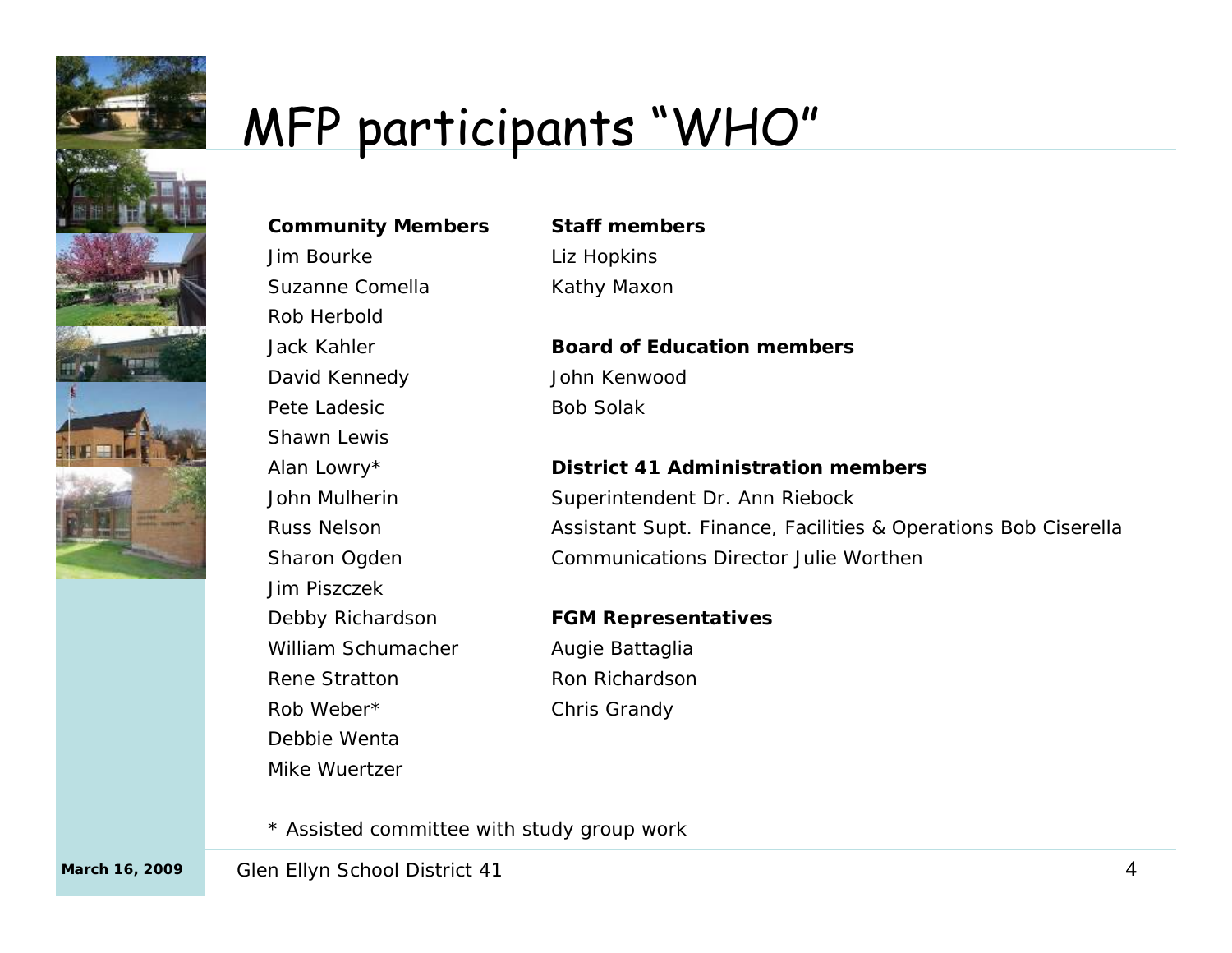# MFP participants “WHO”

**Community Members**

Jim Bourke
Suzanne Comella
Rob Herbold
Jack Kahler
David Kennedy
Pete Ladesic
Shawn Lewis
Alan Lowry*
John Mulherin
Russ Nelson
Sharon Ogden
Jim Piszczek
Debby Richardson
William Schumacher
Rene Stratton
Rob Weber*
Debbie Wenta
Mike Wuertzer

**Staff members**

Liz Hopkins
Kathy Maxon

**Board of Education members**

John Kenwood
Bob Solak

**District 41 Administration members**

Superintendent Dr. Ann Riebock
Assistant Supt. Finance, Facilities & Operations Bob Ciserella
Communications Director Julie Worthen

**FGM Representatives**

Augie Battaglia
Ron Richardson
Chris Grandy

* Assisted committee with study group work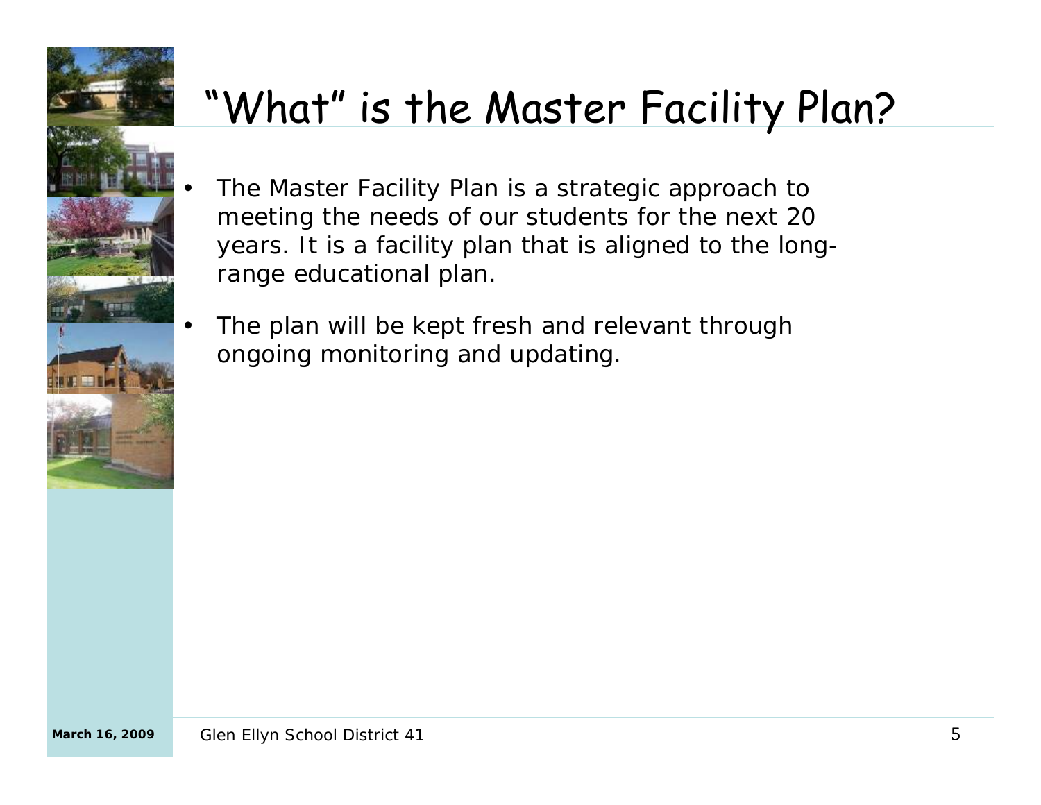# "What" is the Master Facility Plan?

- The Master Facility Plan is a strategic approach to meeting the needs of our students for the next 20 years. It is a facility plan that is aligned to the long-range educational plan.
- The plan will be kept fresh and relevant through ongoing monitoring and updating.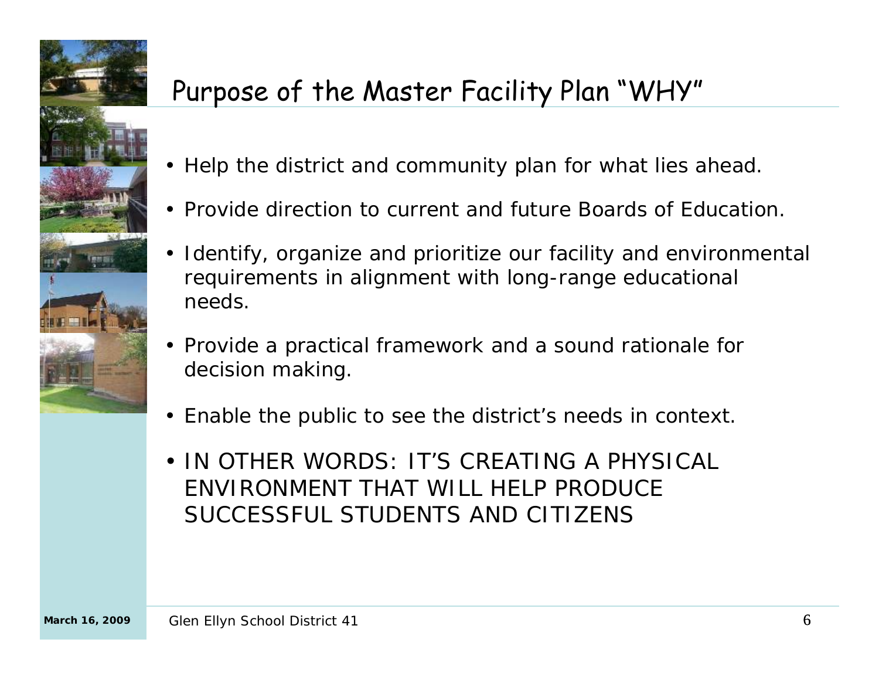## Purpose of the Master Facility Plan "WHY"

- Help the district and community plan for what lies ahead.
- Provide direction to current and future Boards of Education.
- Identify, organize and prioritize our facility and environmental requirements in alignment with long-range educational needs.
- Provide a practical framework and a sound rationale for decision making.
- Enable the public to see the district's needs in context.
- IN OTHER WORDS: IT'S CREATING A PHYSICAL ENVIRONMENT THAT WILL HELP PRODUCE SUCCESSFUL STUDENTS AND CITIZENS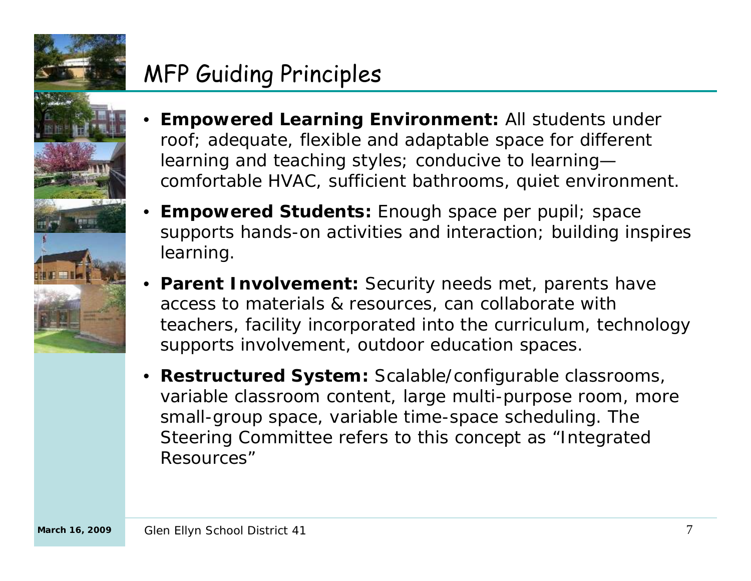# MFP Guiding Principles

- **Empowered Learning Environment:** All students under roof; adequate, flexible and adaptable space for different learning and teaching styles; conducive to learning—comfortable HVAC, sufficient bathrooms, quiet environment.
- **Empowered Students:** Enough space per pupil; space supports hands-on activities and interaction; building inspires learning.
- **Parent Involvement:** Security needs met, parents have access to materials & resources, can collaborate with teachers, facility incorporated into the curriculum, technology supports involvement, outdoor education spaces.
- **Restructured System:** Scalable/configurable classrooms, variable classroom content, large multi-purpose room, more small-group space, variable time-space scheduling. The Steering Committee refers to this concept as "Integrated Resources"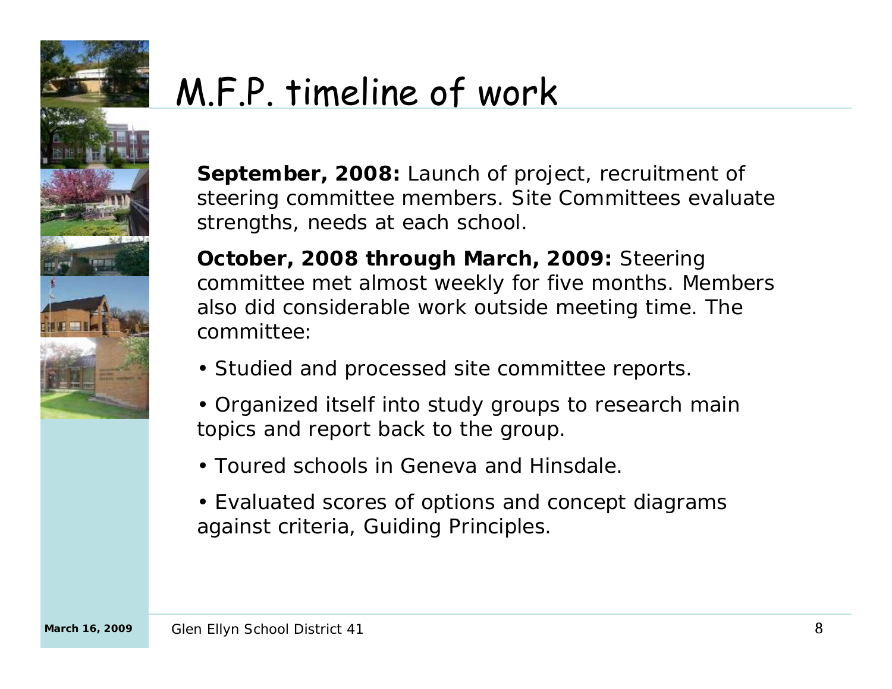# M.F.P. timeline of work

**September, 2008:** Launch of project, recruitment of steering committee members. Site Committees evaluate strengths, needs at each school.

**October, 2008 through March, 2009:** Steering committee met almost weekly for five months. Members also did considerable work outside meeting time. The committee:

- Studied and processed site committee reports.
- Organized itself into study groups to research main topics and report back to the group.
- Toured schools in Geneva and Hinsdale.
- Evaluated scores of options and concept diagrams against criteria, Guiding Principles.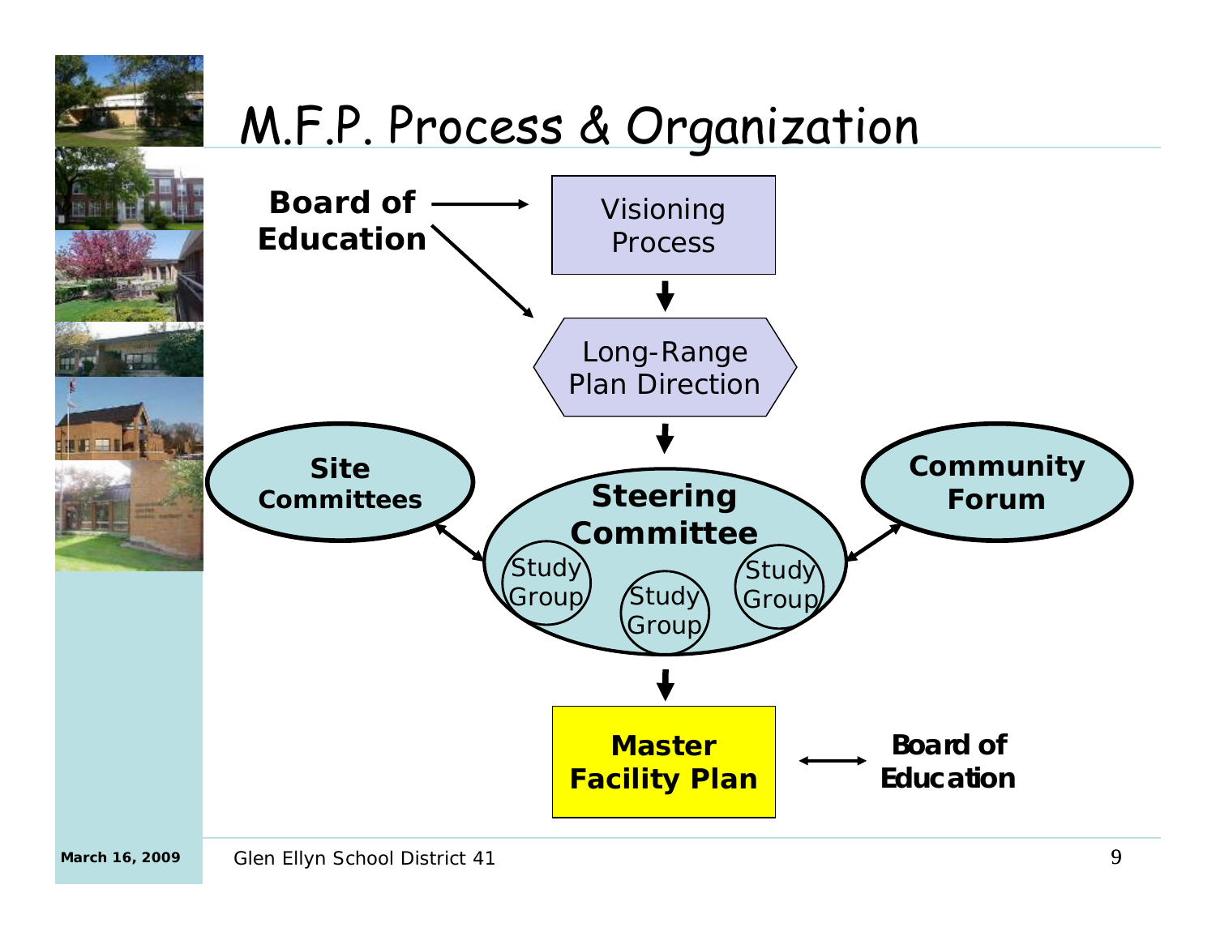# M.F.P. Process & Organization

**Board of Education** → Visioning Process

**Board of Education** → Long-Range Plan Direction

Visioning Process ↓ Long-Range Plan Direction ↓ **Steering Committee**

**Steering Committee**
- Study Group
- Study Group
- Study Group

**Site Committees** ↔ **Steering Committee** ↔ **Community Forum**

**Steering Committee** ↓ **Master Facility Plan** ↔ **Board of Education**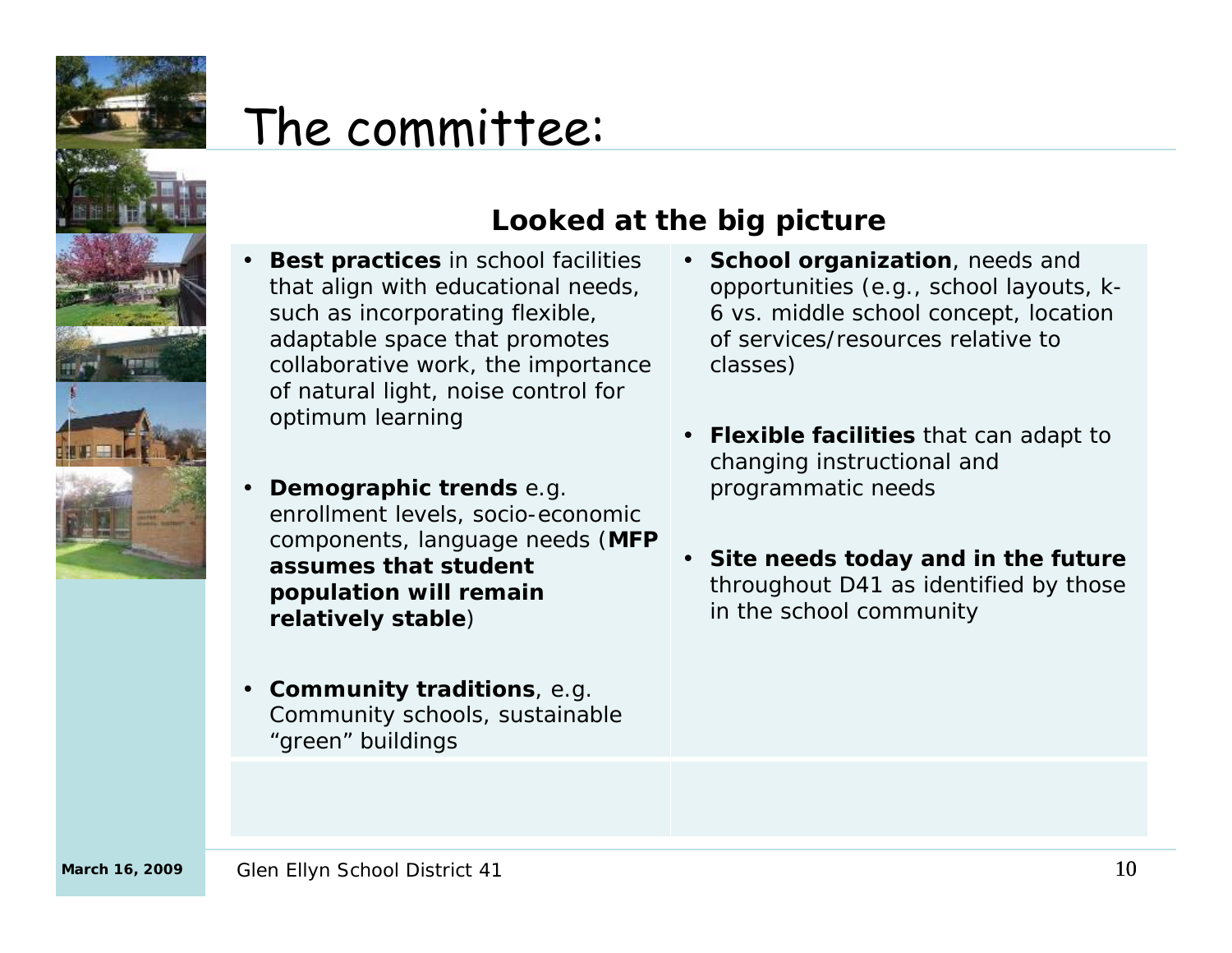# The committee:

## Looked at the big picture

- **Best practices** in school facilities that align with educational needs, such as incorporating flexible, adaptable space that promotes collaborative work, the importance of natural light, noise control for optimum learning
- **Demographic trends** e.g. enrollment levels, socio-economic components, language needs (**MFP assumes that student population will remain relatively stable**)
- **Community traditions**, e.g. Community schools, sustainable "green" buildings
- **School organization**, needs and opportunities (e.g., school layouts, k-6 vs. middle school concept, location of services/resources relative to classes)
- **Flexible facilities** that can adapt to changing instructional and programmatic needs
- **Site needs today and in the future** throughout D41 as identified by those in the school community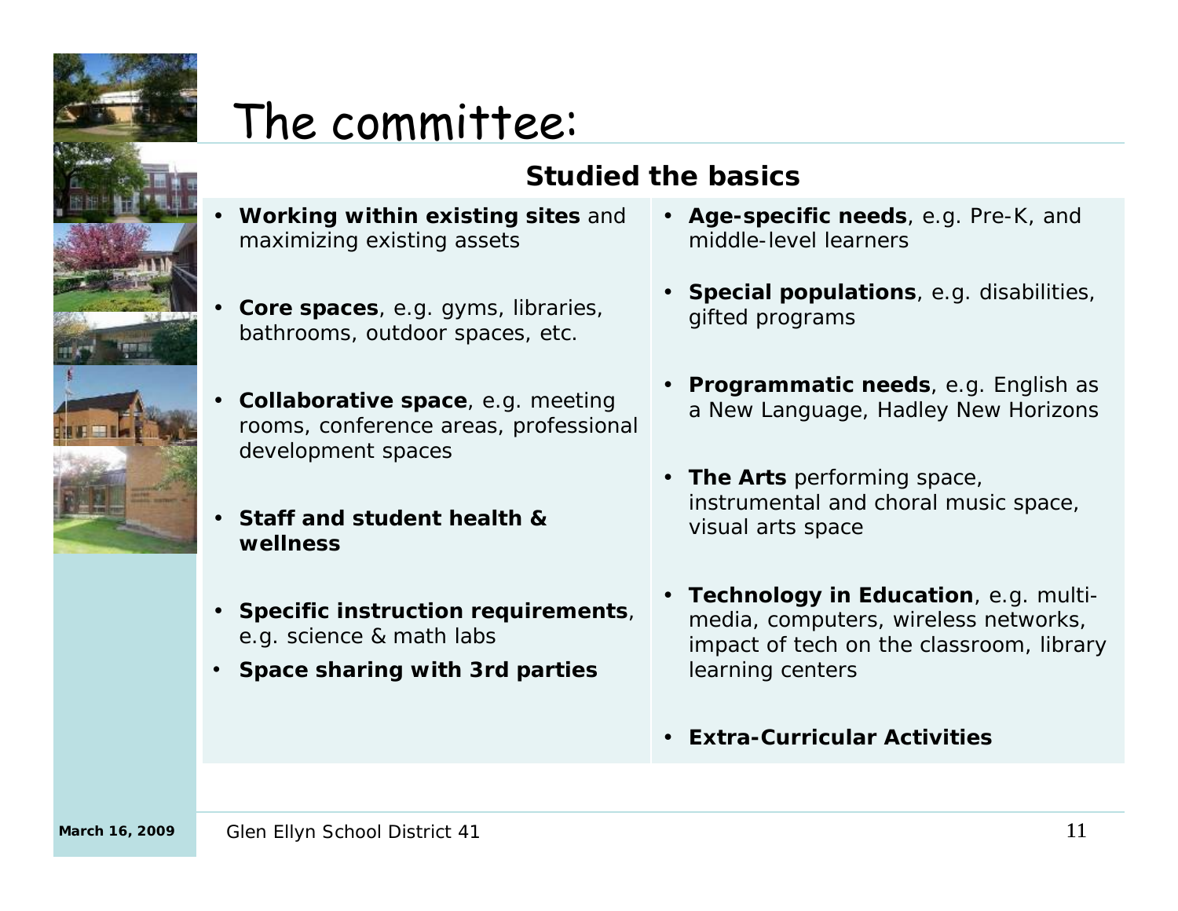# The committee:

## Studied the basics

- **Working within existing sites** and maximizing existing assets
- **Core spaces**, e.g. gyms, libraries, bathrooms, outdoor spaces, etc.
- **Collaborative space**, e.g. meeting rooms, conference areas, professional development spaces
- **Staff and student health & wellness**
- **Specific instruction requirements**, e.g. science & math labs
- **Space sharing with 3rd parties**
- **Age-specific needs**, e.g. Pre-K, and middle-level learners
- **Special populations**, e.g. disabilities, gifted programs
- **Programmatic needs**, e.g. English as a New Language, Hadley New Horizons
- **The Arts** performing space, instrumental and choral music space, visual arts space
- **Technology in Education**, e.g. multi-media, computers, wireless networks, impact of tech on the classroom, library learning centers
- **Extra-Curricular Activities**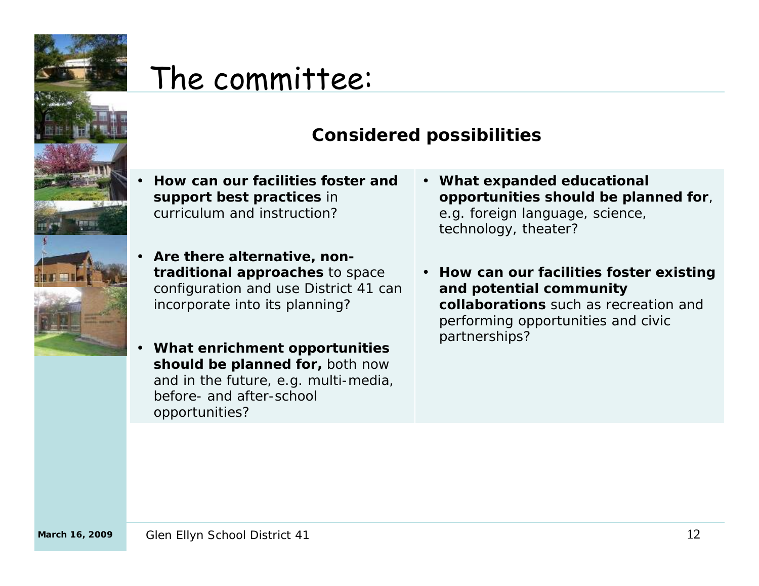# The committee:

## Considered possibilities

- **How can our facilities foster and support best practices** in curriculum and instruction?
- **Are there alternative, non-traditional approaches** to space configuration and use District 41 can incorporate into its planning?
- **What enrichment opportunities should be planned for,** both now and in the future, e.g. multi-media, before- and after-school opportunities?
- **What expanded educational opportunities should be planned for**, e.g. foreign language, science, technology, theater?
- **How can our facilities foster existing and potential community collaborations** such as recreation and performing opportunities and civic partnerships?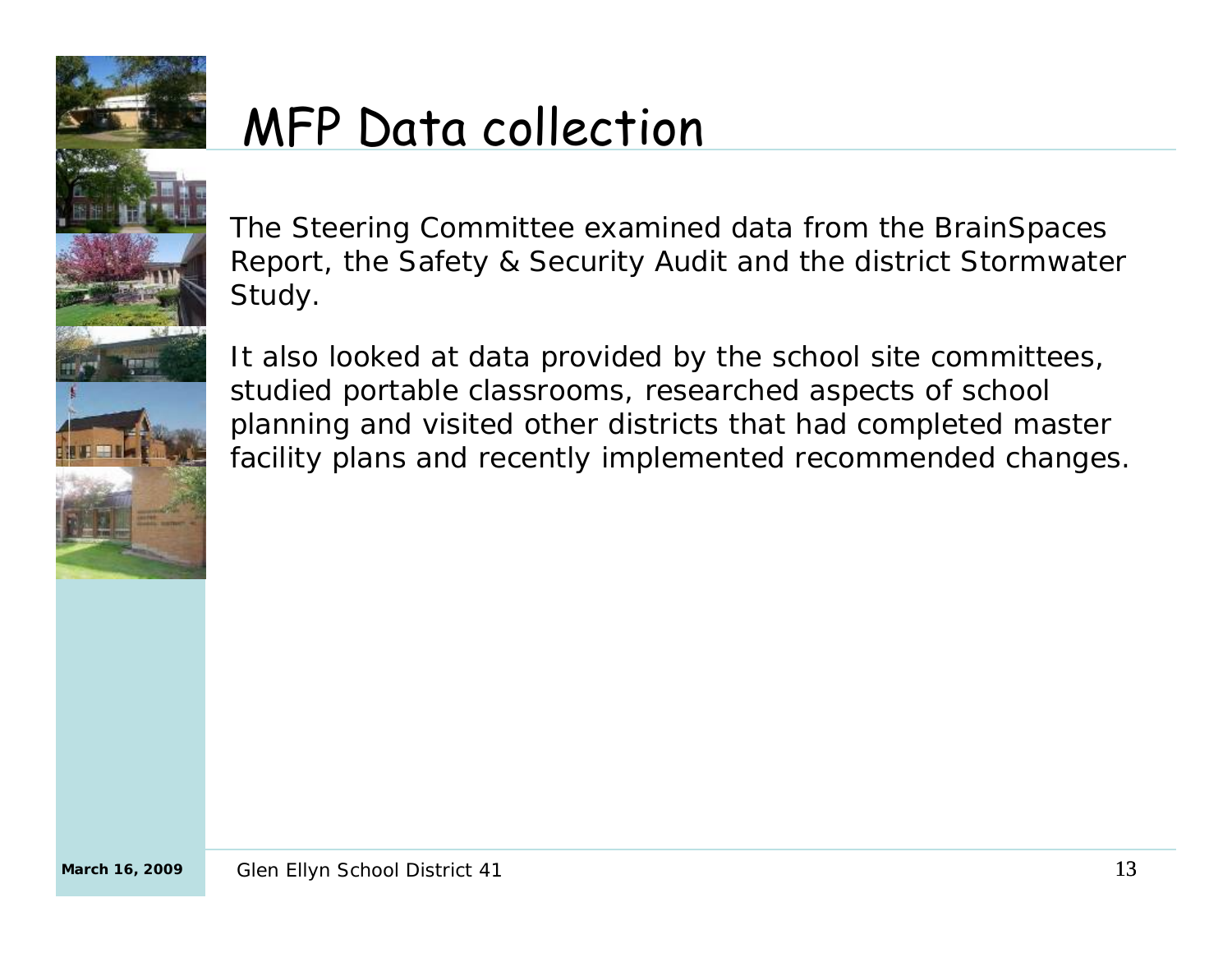# MFP Data collection

The Steering Committee examined data from the BrainSpaces Report, the Safety & Security Audit and the district Stormwater Study.

It also looked at data provided by the school site committees, studied portable classrooms, researched aspects of school planning and visited other districts that had completed master facility plans and recently implemented recommended changes.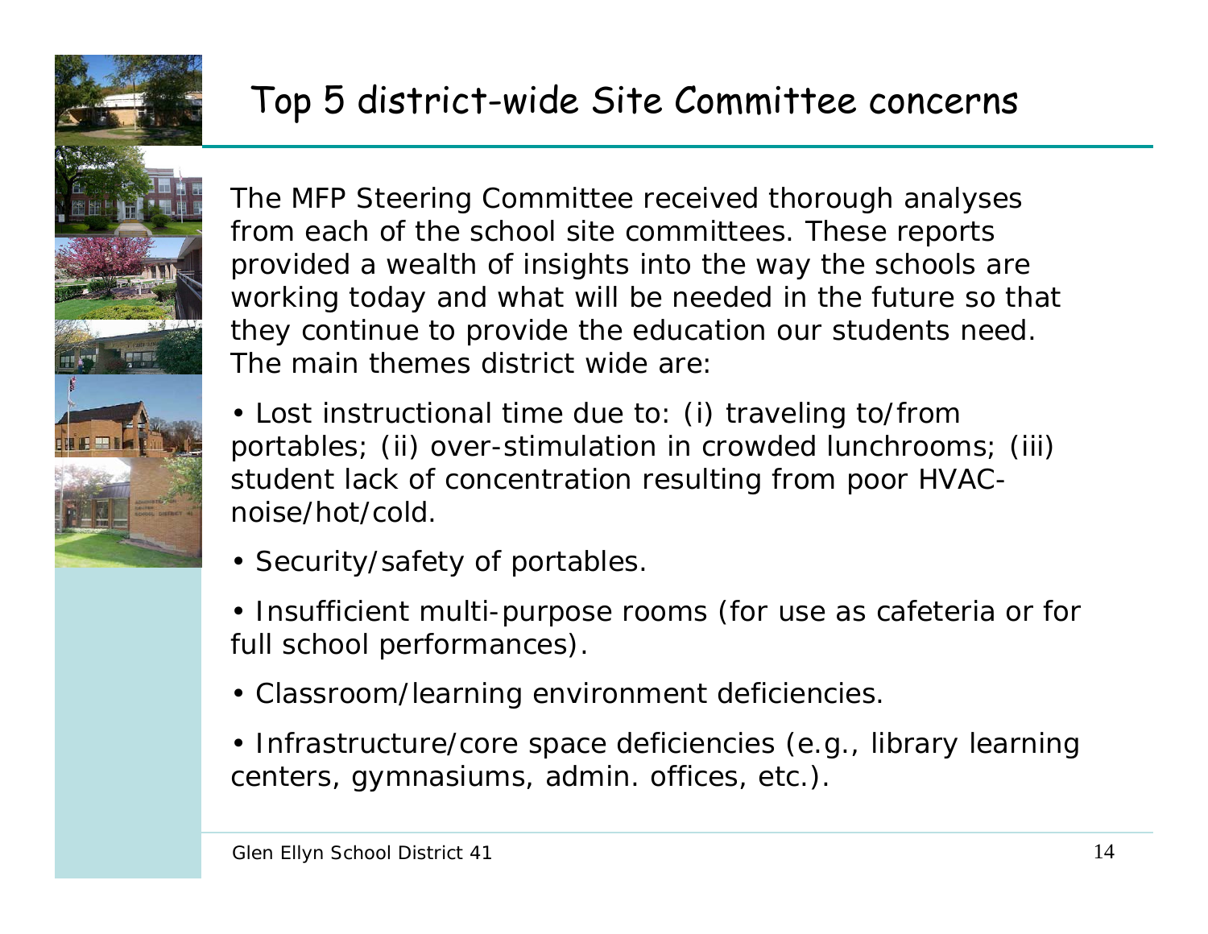# Top 5 district-wide Site Committee concerns

The MFP Steering Committee received thorough analyses from each of the school site committees. These reports provided a wealth of insights into the way the schools are working today and what will be needed in the future so that they continue to provide the education our students need. The main themes district wide are:

- Lost instructional time due to: (i) traveling to/from portables; (ii) over-stimulation in crowded lunchrooms; (iii) student lack of concentration resulting from poor HVAC-noise/hot/cold.
- Security/safety of portables.
- Insufficient multi-purpose rooms (for use as cafeteria or for full school performances).
- Classroom/learning environment deficiencies.
- Infrastructure/core space deficiencies (e.g., library learning centers, gymnasiums, admin. offices, etc.).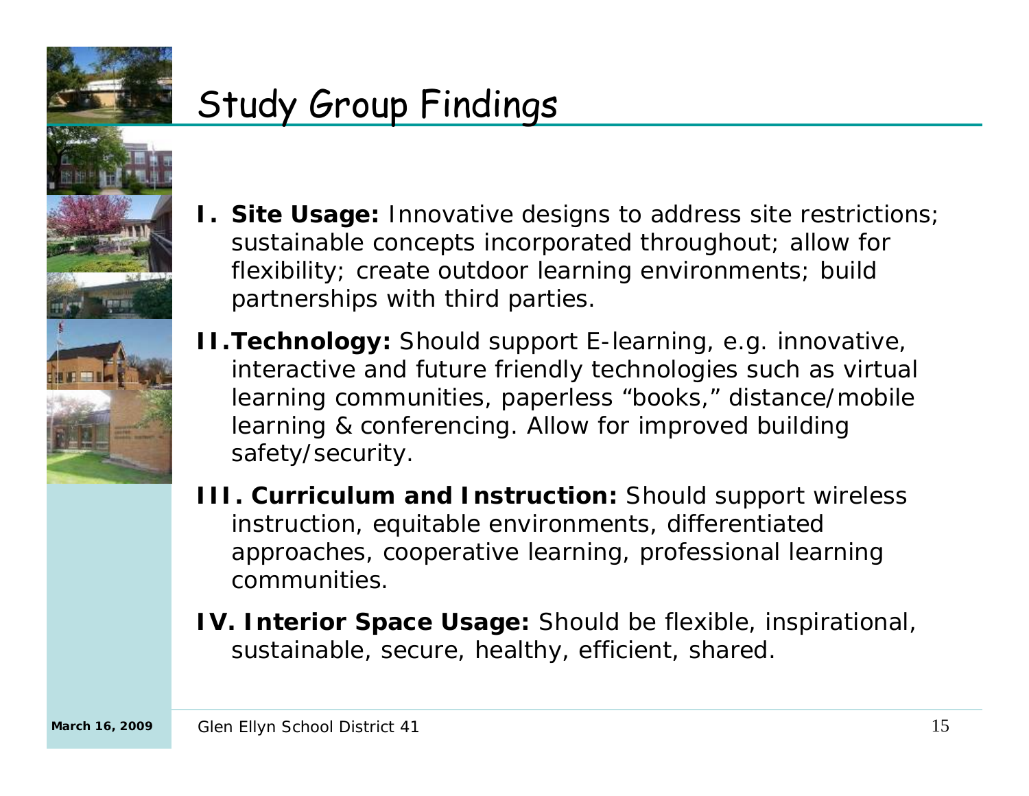# Study Group Findings

I. **Site Usage:** Innovative designs to address site restrictions; sustainable concepts incorporated throughout; allow for flexibility; create outdoor learning environments; build partnerships with third parties.

II. **Technology:** Should support E-learning, e.g. innovative, interactive and future friendly technologies such as virtual learning communities, paperless "books," distance/mobile learning & conferencing. Allow for improved building safety/security.

III. **Curriculum and Instruction:** Should support wireless instruction, equitable environments, differentiated approaches, cooperative learning, professional learning communities.

IV. **Interior Space Usage:** Should be flexible, inspirational, sustainable, secure, healthy, efficient, shared.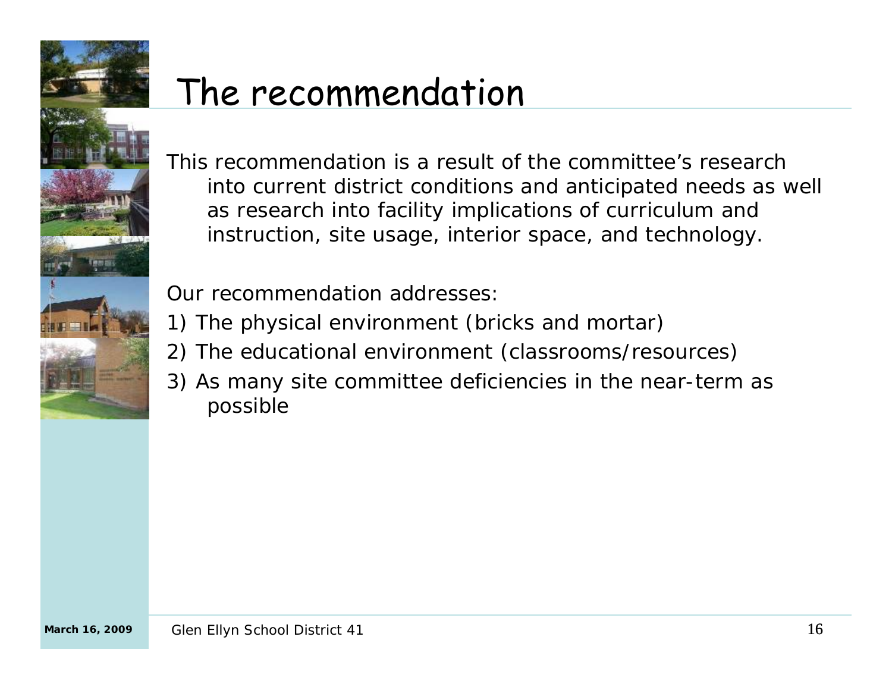# The recommendation

This recommendation is a result of the committee's research into current district conditions and anticipated needs as well as research into facility implications of curriculum and instruction, site usage, interior space, and technology.

Our recommendation addresses:

1) The physical environment (bricks and mortar)
2) The educational environment (classrooms/resources)
3) As many site committee deficiencies in the near-term as possible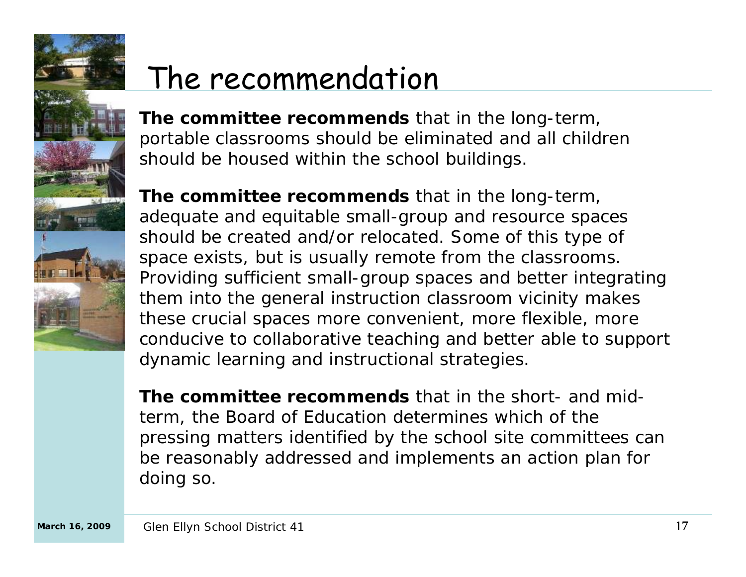# The recommendation

**The committee recommends** that in the long-term, portable classrooms should be eliminated and all children should be housed within the school buildings.

**The committee recommends** that in the long-term, adequate and equitable small-group and resource spaces should be created and/or relocated. Some of this type of space exists, but is usually remote from the classrooms. Providing sufficient small-group spaces and better integrating them into the general instruction classroom vicinity makes these crucial spaces more convenient, more flexible, more conducive to collaborative teaching and better able to support dynamic learning and instructional strategies.

**The committee recommends** that in the short- and mid-term, the Board of Education determines which of the pressing matters identified by the school site committees can be reasonably addressed and implements an action plan for doing so.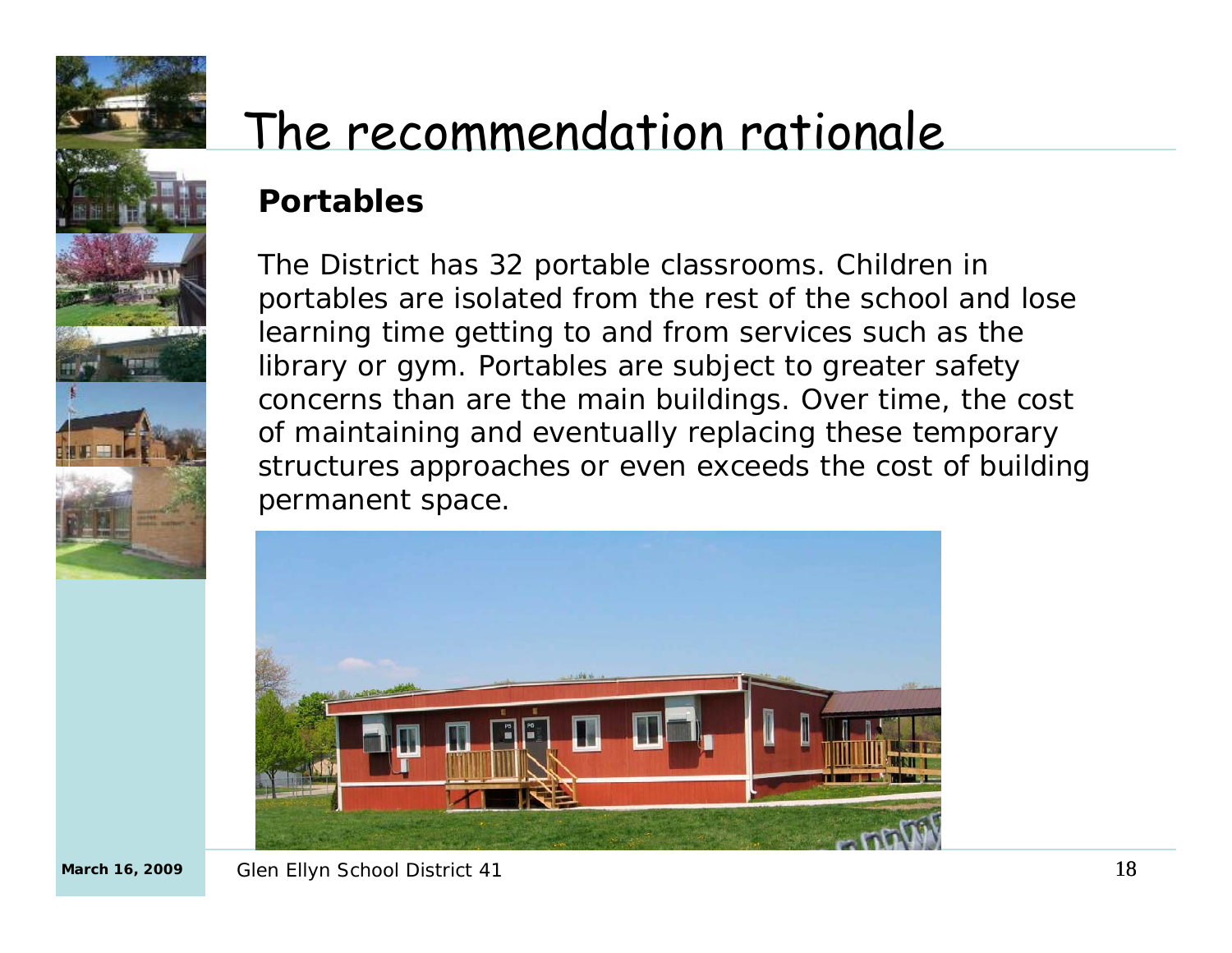# The recommendation rationale

**Portables**

The District has 32 portable classrooms. Children in portables are isolated from the rest of the school and lose learning time getting to and from services such as the library or gym. Portables are subject to greater safety concerns than are the main buildings. Over time, the cost of maintaining and eventually replacing these temporary structures approaches or even exceeds the cost of building permanent space.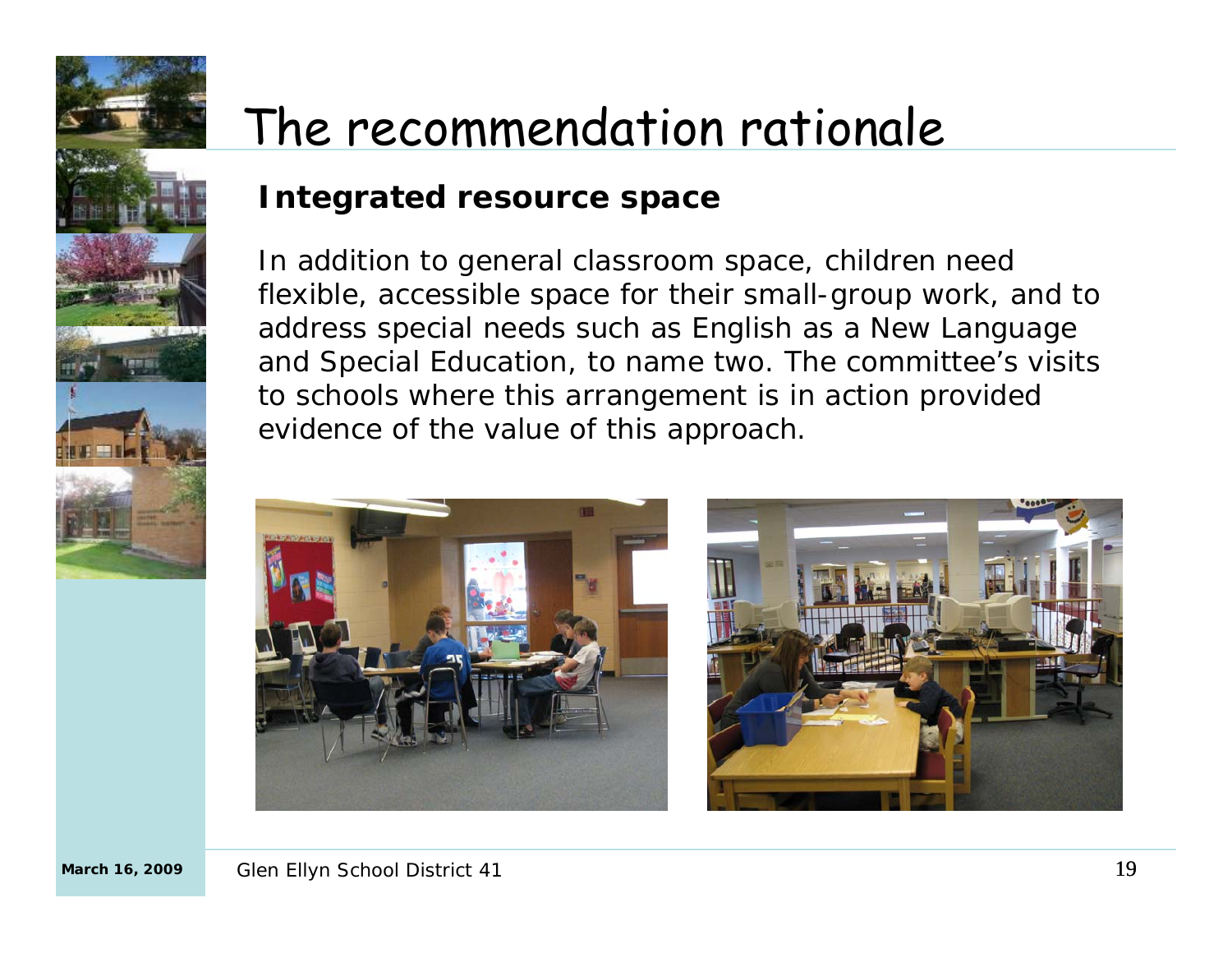# The recommendation rationale

**Integrated resource space**

In addition to general classroom space, children need flexible, accessible space for their small-group work, and to address special needs such as English as a New Language and Special Education, to name two. The committee's visits to schools where this arrangement is in action provided evidence of the value of this approach.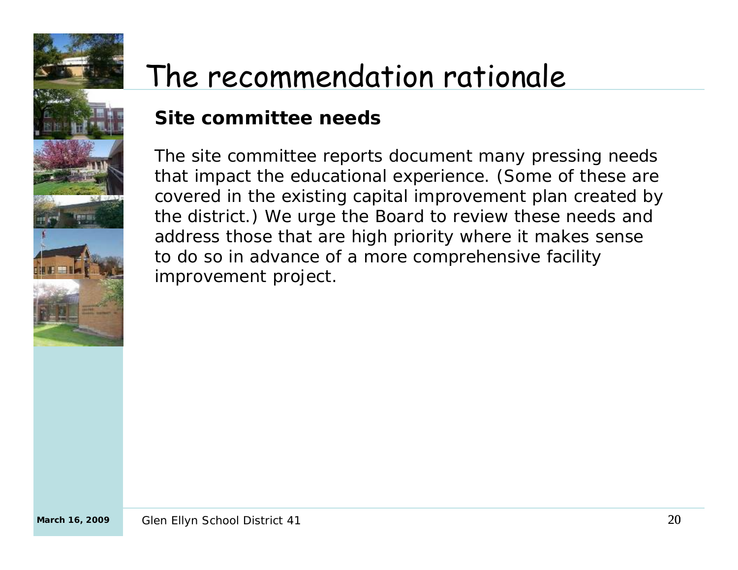# The recommendation rationale

**Site committee needs**

The site committee reports document many pressing needs that impact the educational experience. (Some of these are covered in the existing capital improvement plan created by the district.) We urge the Board to review these needs and address those that are high priority where it makes sense to do so in advance of a more comprehensive facility improvement project.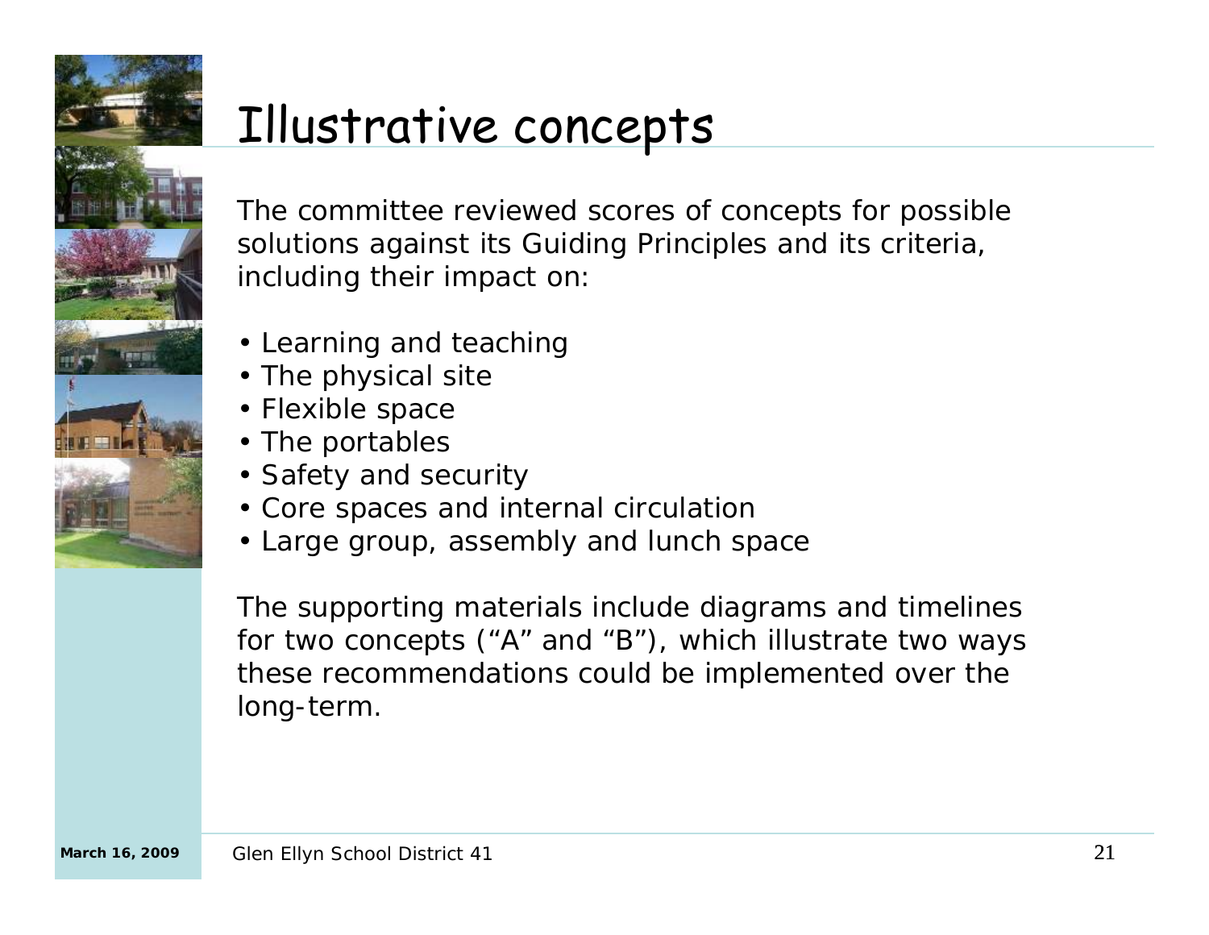# Illustrative concepts

The committee reviewed scores of concepts for possible solutions against its Guiding Principles and its criteria, including their impact on:

- Learning and teaching
- The physical site
- Flexible space
- The portables
- Safety and security
- Core spaces and internal circulation
- Large group, assembly and lunch space

The supporting materials include diagrams and timelines for two concepts ("A" and "B"), which illustrate two ways these recommendations could be implemented over the long-term.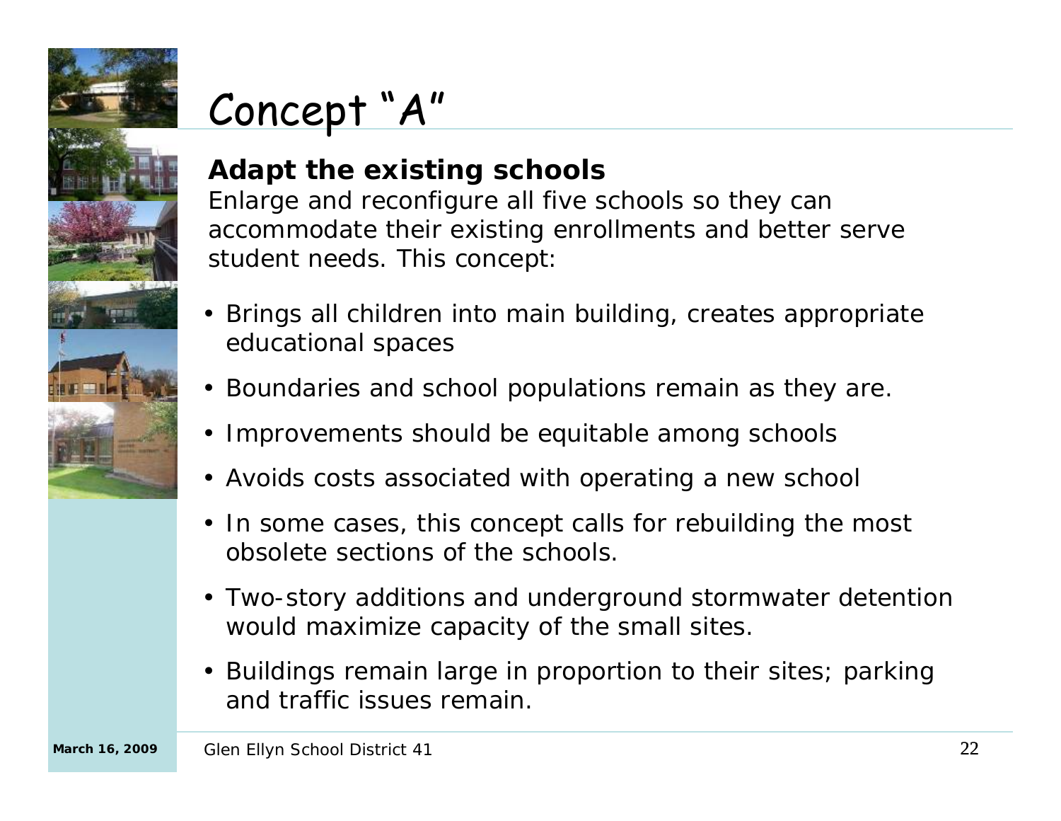# Concept "A"

**Adapt the existing schools**

Enlarge and reconfigure all five schools so they can accommodate their existing enrollments and better serve student needs. This concept:

- Brings all children into main building, creates appropriate educational spaces
- Boundaries and school populations remain as they are.
- Improvements should be equitable among schools
- Avoids costs associated with operating a new school
- In some cases, this concept calls for rebuilding the most obsolete sections of the schools.
- Two-story additions and underground stormwater detention would maximize capacity of the small sites.
- Buildings remain large in proportion to their sites; parking and traffic issues remain.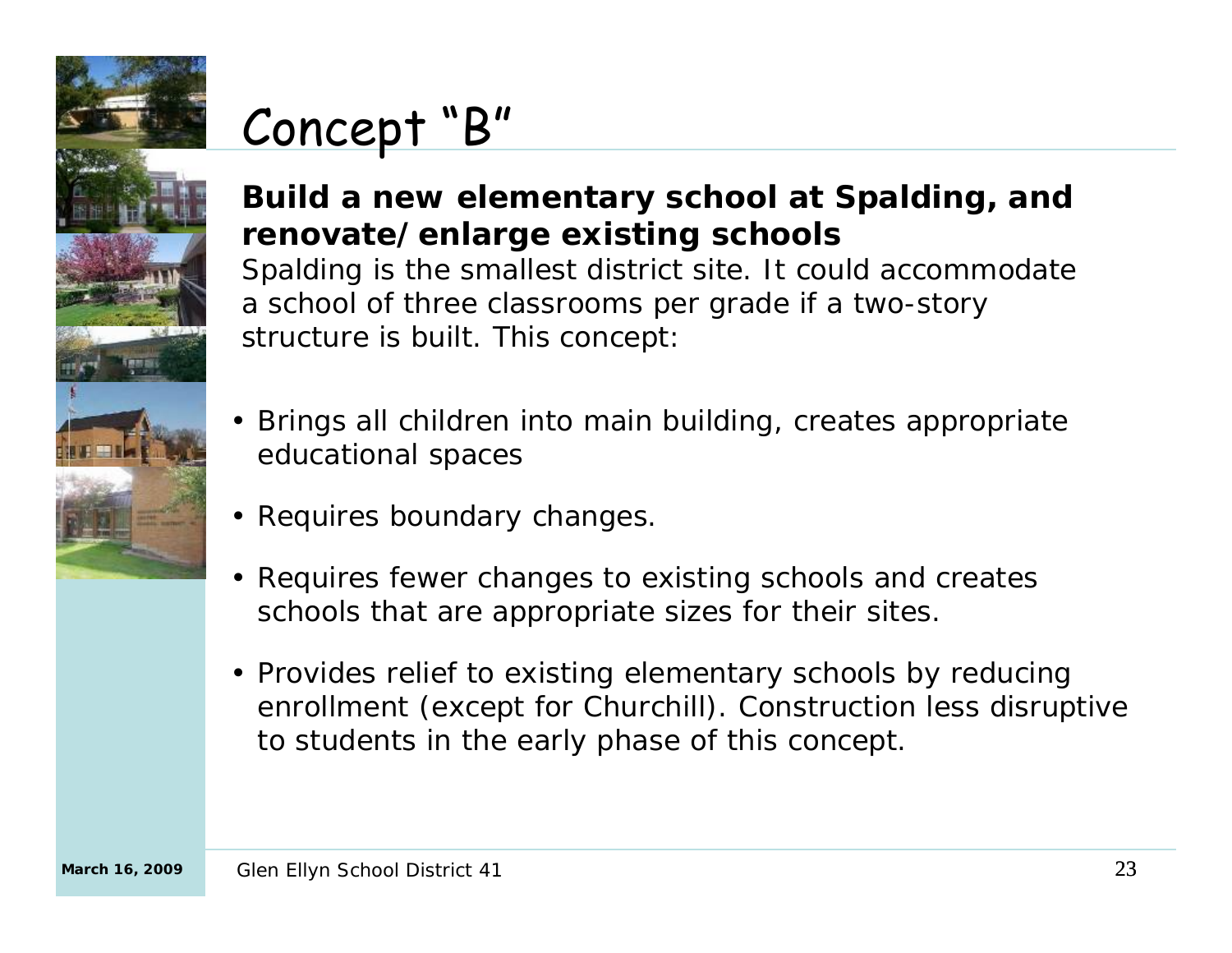# Concept "B"

**Build a new elementary school at Spalding, and renovate/enlarge existing schools**

Spalding is the smallest district site. It could accommodate a school of three classrooms per grade if a two-story structure is built. This concept:

- Brings all children into main building, creates appropriate educational spaces
- Requires boundary changes.
- Requires fewer changes to existing schools and creates schools that are appropriate sizes for their sites.
- Provides relief to existing elementary schools by reducing enrollment (except for Churchill). Construction less disruptive to students in the early phase of this concept.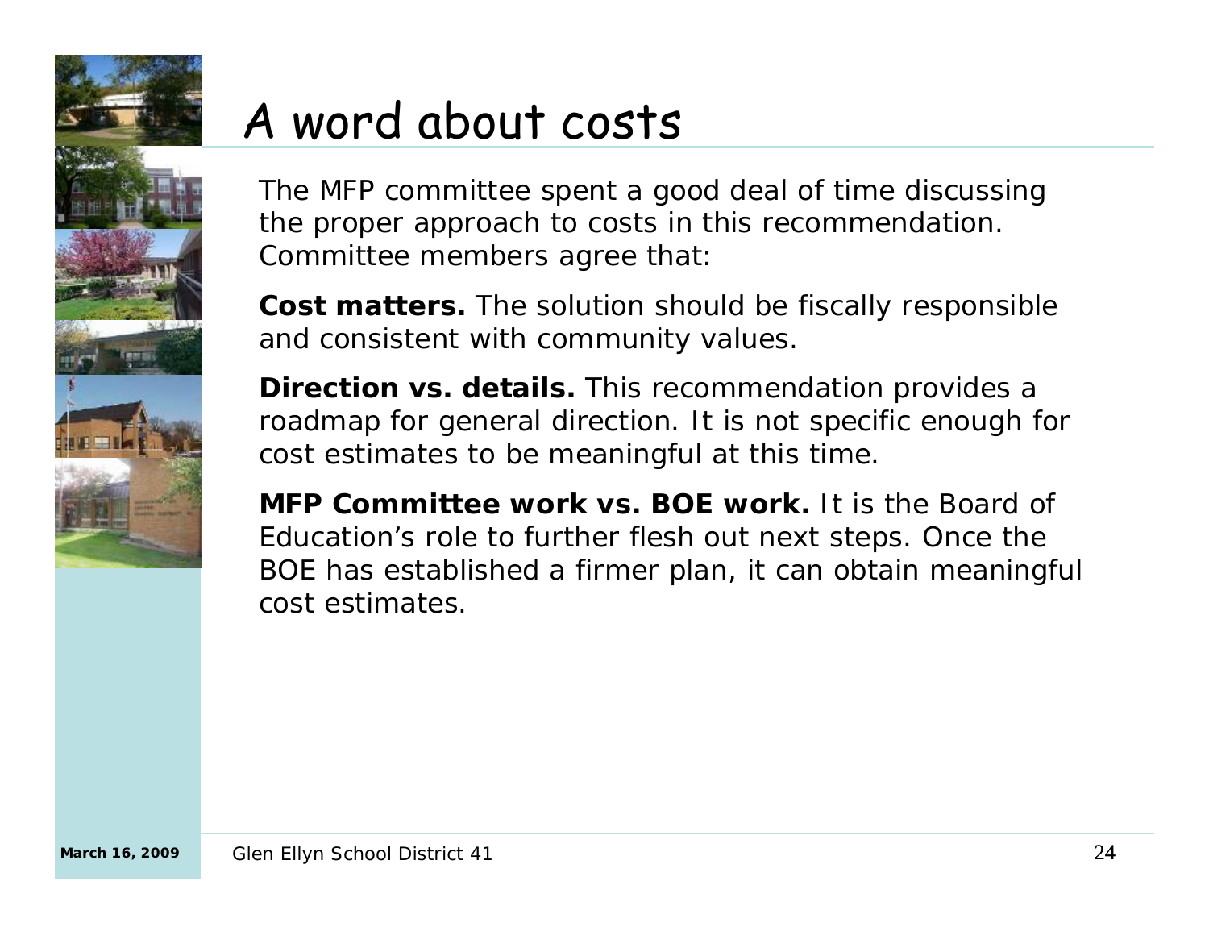# A word about costs

The MFP committee spent a good deal of time discussing the proper approach to costs in this recommendation. Committee members agree that:

**Cost matters.** The solution should be fiscally responsible and consistent with community values.

**Direction vs. details.** This recommendation provides a roadmap for general direction. It is not specific enough for cost estimates to be meaningful at this time.

**MFP Committee work vs. BOE work.** It is the Board of Education's role to further flesh out next steps. Once the BOE has established a firmer plan, it can obtain meaningful cost estimates.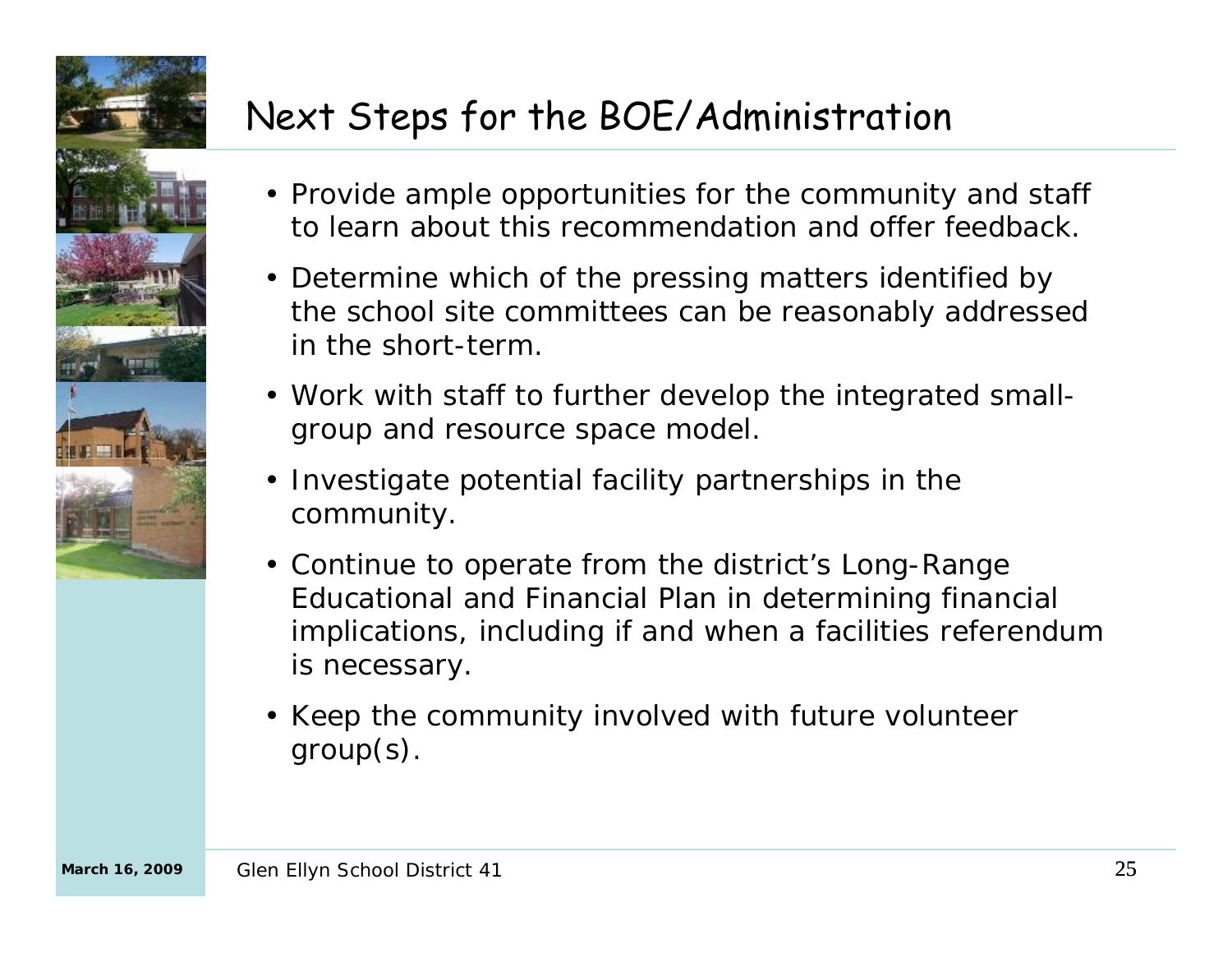# Next Steps for the BOE/Administration

- Provide ample opportunities for the community and staff to learn about this recommendation and offer feedback.
- Determine which of the pressing matters identified by the school site committees can be reasonably addressed in the short-term.
- Work with staff to further develop the integrated small-group and resource space model.
- Investigate potential facility partnerships in the community.
- Continue to operate from the district's Long-Range Educational and Financial Plan in determining financial implications, including if and when a facilities referendum is necessary.
- Keep the community involved with future volunteer group(s).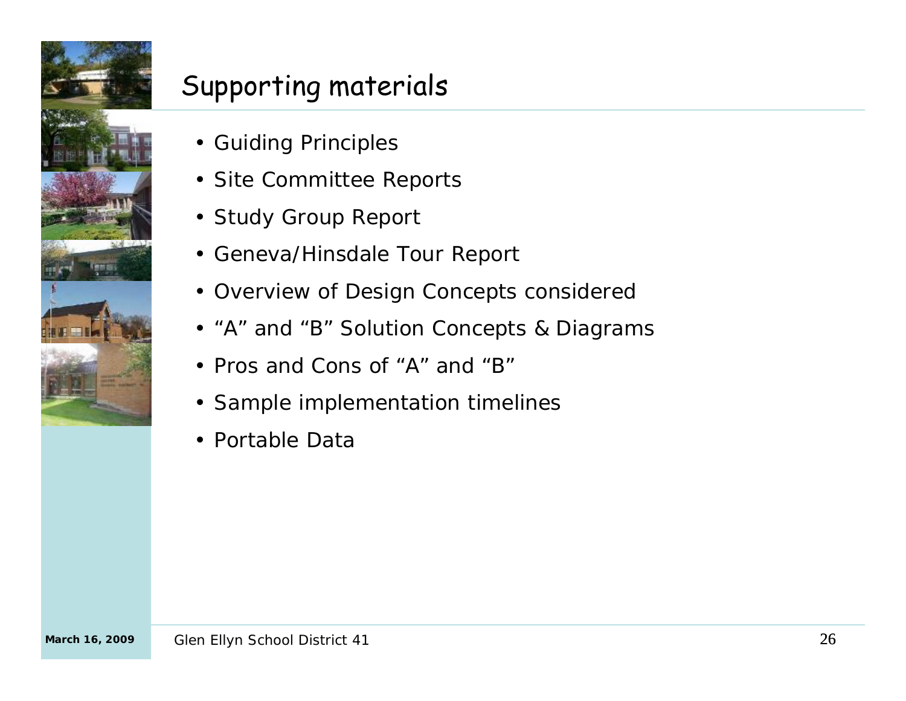# Supporting materials

- Guiding Principles
- Site Committee Reports
- Study Group Report
- Geneva/Hinsdale Tour Report
- Overview of Design Concepts considered
- "A" and "B" Solution Concepts & Diagrams
- Pros and Cons of "A" and "B"
- Sample implementation timelines
- Portable Data